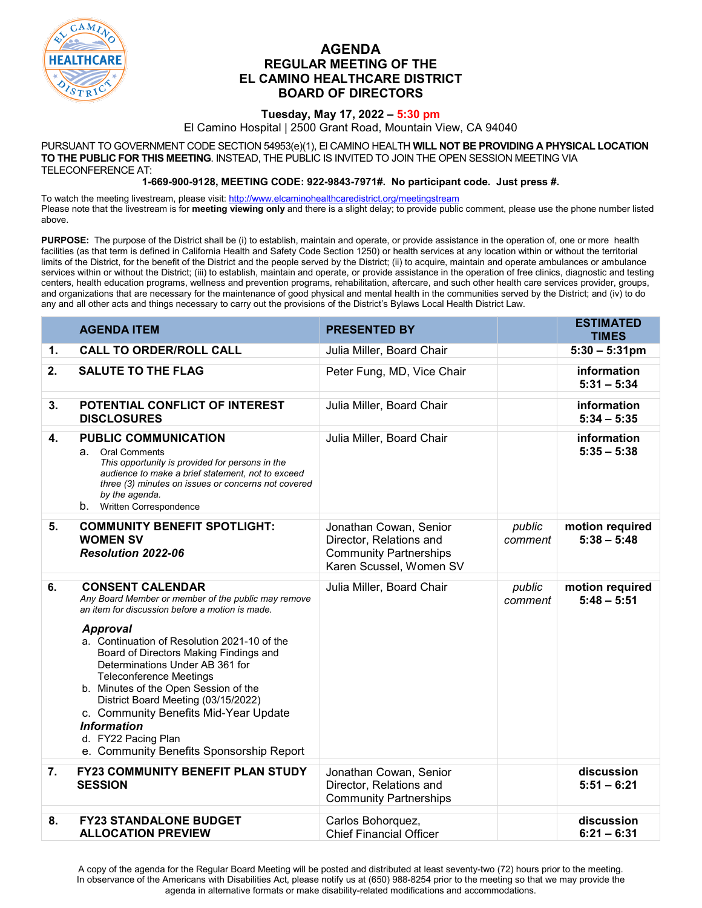# AGENDA
## REGULAR MEETING OF THE EL CAMINO HEALTHCARE DISTRICT BOARD OF DIRECTORS

**Tuesday, May 17, 2022 – 5:30 pm**

El Camino Hospital | 2500 Grant Road, Mountain View, CA 94040

PURSUANT TO GOVERNMENT CODE SECTION 54953(e)(1), El CAMINO HEALTH **WILL NOT BE PROVIDING A PHYSICAL LOCATION TO THE PUBLIC FOR THIS MEETING**. INSTEAD, THE PUBLIC IS INVITED TO JOIN THE OPEN SESSION MEETING VIA TELECONFERENCE AT:

**1-669-900-9128, MEETING CODE: 922-9843-7971#. No participant code. Just press #.**

To watch the meeting livestream, please visit: http://www.elcaminohealthcaredistrict.org/meetingstream
Please note that the livestream is for **meeting viewing only** and there is a slight delay; to provide public comment, please use the phone number listed above.

**PURPOSE:** The purpose of the District shall be (i) to establish, maintain and operate, or provide assistance in the operation of, one or more health facilities (as that term is defined in California Health and Safety Code Section 1250) or health services at any location within or without the territorial limits of the District, for the benefit of the District and the people served by the District; (ii) to acquire, maintain and operate ambulances or ambulance services within or without the District; (iii) to establish, maintain and operate, or provide assistance in the operation of free clinics, diagnostic and testing centers, health education programs, wellness and prevention programs, rehabilitation, aftercare, and such other health care services provider, groups, and organizations that are necessary for the maintenance of good physical and mental health in the communities served by the District; and (iv) to do any and all other acts and things necessary to carry out the provisions of the District's Bylaws Local Health District Law.

| | AGENDA ITEM | PRESENTED BY | | ESTIMATED TIMES |
|---|---|---|---|---|
| 1. | **CALL TO ORDER/ROLL CALL** | Julia Miller, Board Chair | | **5:30 – 5:31pm** |
| 2. | **SALUTE TO THE FLAG** | Peter Fung, MD, Vice Chair | | **information 5:31 – 5:34** |
| 3. | **POTENTIAL CONFLICT OF INTEREST DISCLOSURES** | Julia Miller, Board Chair | | **information 5:34 – 5:35** |
| 4. | **PUBLIC COMMUNICATION**<br>a. Oral Comments<br>*This opportunity is provided for persons in the audience to make a brief statement, not to exceed three (3) minutes on issues or concerns not covered by the agenda.*<br>b. Written Correspondence | Julia Miller, Board Chair | | **information 5:35 – 5:38** |
| 5. | **COMMUNITY BENEFIT SPOTLIGHT: WOMEN SV**<br>***Resolution 2022-06*** | Jonathan Cowan, Senior Director, Relations and Community Partnerships<br>Karen Scussel, Women SV | *public comment* | **motion required 5:38 – 5:48** |
| 6. | **CONSENT CALENDAR**<br>*Any Board Member or member of the public may remove an item for discussion before a motion is made.*<br>***Approval***<br>a. Continuation of Resolution 2021-10 of the Board of Directors Making Findings and Determinations Under AB 361 for Teleconference Meetings<br>b. Minutes of the Open Session of the District Board Meeting (03/15/2022)<br>c. Community Benefits Mid-Year Update<br>***Information***<br>d. FY22 Pacing Plan<br>e. Community Benefits Sponsorship Report | Julia Miller, Board Chair | *public comment* | **motion required 5:48 – 5:51** |
| 7. | **FY23 COMMUNITY BENEFIT PLAN STUDY SESSION** | Jonathan Cowan, Senior Director, Relations and Community Partnerships | | **discussion 5:51 – 6:21** |
| 8. | **FY23 STANDALONE BUDGET ALLOCATION PREVIEW** | Carlos Bohorquez, Chief Financial Officer | | **discussion 6:21 – 6:31** |

A copy of the agenda for the Regular Board Meeting will be posted and distributed at least seventy-two (72) hours prior to the meeting. In observance of the Americans with Disabilities Act, please notify us at (650) 988-8254 prior to the meeting so that we may provide the agenda in alternative formats or make disability-related modifications and accommodations.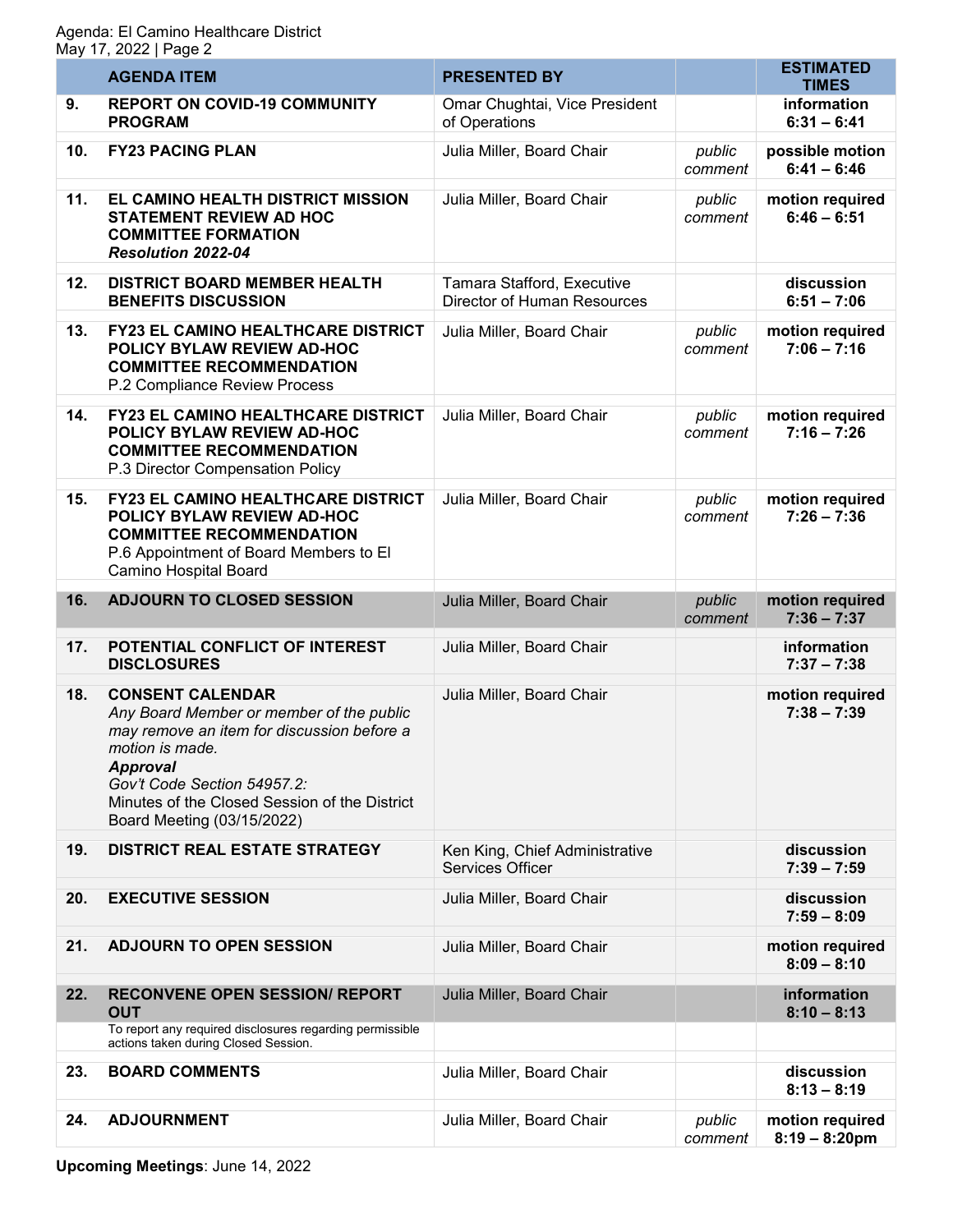| | AGENDA ITEM | PRESENTED BY | | ESTIMATED TIMES |
|---|---|---|---|---|
| 9. | **REPORT ON COVID-19 COMMUNITY PROGRAM** | Omar Chughtai, Vice President of Operations | | **information 6:31 – 6:41** |
| 10. | **FY23 PACING PLAN** | Julia Miller, Board Chair | *public comment* | **possible motion 6:41 – 6:46** |
| 11. | **EL CAMINO HEALTH DISTRICT MISSION STATEMENT REVIEW AD HOC COMMITTEE FORMATION** ***Resolution 2022-04*** | Julia Miller, Board Chair | *public comment* | **motion required 6:46 – 6:51** |
| 12. | **DISTRICT BOARD MEMBER HEALTH BENEFITS DISCUSSION** | Tamara Stafford, Executive Director of Human Resources | | **discussion 6:51 – 7:06** |
| 13. | **FY23 EL CAMINO HEALTHCARE DISTRICT POLICY BYLAW REVIEW AD-HOC COMMITTEE RECOMMENDATION** P.2 Compliance Review Process | Julia Miller, Board Chair | *public comment* | **motion required 7:06 – 7:16** |
| 14. | **FY23 EL CAMINO HEALTHCARE DISTRICT POLICY BYLAW REVIEW AD-HOC COMMITTEE RECOMMENDATION** P.3 Director Compensation Policy | Julia Miller, Board Chair | *public comment* | **motion required 7:16 – 7:26** |
| 15. | **FY23 EL CAMINO HEALTHCARE DISTRICT POLICY BYLAW REVIEW AD-HOC COMMITTEE RECOMMENDATION** P.6 Appointment of Board Members to El Camino Hospital Board | Julia Miller, Board Chair | *public comment* | **motion required 7:26 – 7:36** |
| 16. | **ADJOURN TO CLOSED SESSION** | Julia Miller, Board Chair | *public comment* | **motion required 7:36 – 7:37** |
| 17. | **POTENTIAL CONFLICT OF INTEREST DISCLOSURES** | Julia Miller, Board Chair | | **information 7:37 – 7:38** |
| 18. | **CONSENT CALENDAR** *Any Board Member or member of the public may remove an item for discussion before a motion is made.* ***Approval*** *Gov't Code Section 54957.2:* Minutes of the Closed Session of the District Board Meeting (03/15/2022) | Julia Miller, Board Chair | | **motion required 7:38 – 7:39** |
| 19. | **DISTRICT REAL ESTATE STRATEGY** | Ken King, Chief Administrative Services Officer | | **discussion 7:39 – 7:59** |
| 20. | **EXECUTIVE SESSION** | Julia Miller, Board Chair | | **discussion 7:59 – 8:09** |
| 21. | **ADJOURN TO OPEN SESSION** | Julia Miller, Board Chair | | **motion required 8:09 – 8:10** |
| 22. | **RECONVENE OPEN SESSION/ REPORT OUT** To report any required disclosures regarding permissible actions taken during Closed Session. | Julia Miller, Board Chair | | **information 8:10 – 8:13** |
| 23. | **BOARD COMMENTS** | Julia Miller, Board Chair | | **discussion 8:13 – 8:19** |
| 24. | **ADJOURNMENT** | Julia Miller, Board Chair | *public comment* | **motion required 8:19 – 8:20pm** |

**Upcoming Meetings**: June 14, 2022